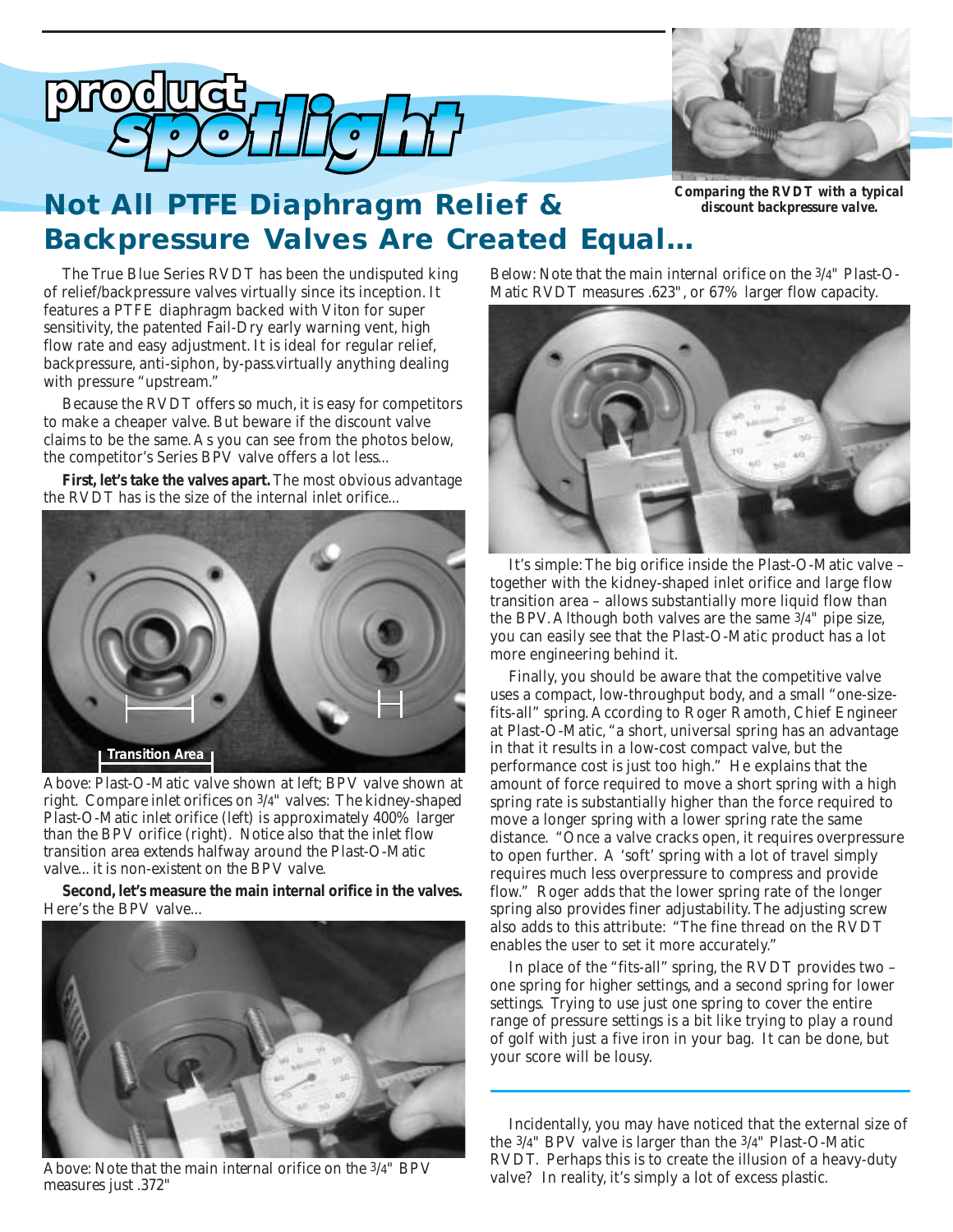# product spotlight

## Not All PTFE Diaphragm Relief & Backpressure Valves Are Created Equal...

**Comparing the RVDT with a typical discount backpressure valve.**

The True Blue Series RVDT has been the undisputed king of relief/backpressure valves virtually since its inception. It features a PTFE diaphragm backed with Viton for super sensitivity, the patented Fail-Dry early warning vent, high flow rate and easy adjustment. It is ideal for regular relief, backpressure, anti-siphon, by-pass.virtually anything dealing with pressure "upstream."

Because the RVDT offers so much, it is easy for competitors to make a cheaper valve. But beware if the discount valve claims to be the same. As you can see from the photos below, the competitor's Series BPV valve offers a lot less...

**First, let's take the valves apart.** The most obvious advantage the RVDT has is the size of the internal inlet orifice...

Transition Area

Above: Plast-O-Matic valve shown at left; BPV valve shown at right. Compare inlet orifices on 3/4" valves: The kidney-shaped Plast-O-Matic inlet orifice (left) is approximately 400% larger than the BPV orifice (right). Notice also that the inlet flow transition area extends halfway around the Plast-O-Matic valve... it is non-existent on the BPV valve.

**Second, let's measure the main internal orifice in the valves.** Here's the BPV valve...

Above: Note that the main internal orifice on the 3/4" BPV measures just .372"

Below: Note that the main internal orifice on the 3/4" Plast-O-Matic RVDT measures .623", or 67% larger flow capacity.

It's simple: The big orifice inside the Plast-O-Matic valve – together with the kidney-shaped inlet orifice and large flow transition area – allows substantially more liquid flow than the BPV. Although both valves are the same 3/4" pipe size, you can easily see that the Plast-O-Matic product has a lot more engineering behind it.

Finally, you should be aware that the competitive valve uses a compact, low-throughput body, and a small "one-size-fits-all" spring. According to Roger Ramoth, Chief Engineer at Plast-O-Matic, "a short, universal spring has an advantage in that it results in a low-cost compact valve, but the performance cost is just too high." He explains that the amount of force required to move a short spring with a high spring rate is substantially higher than the force required to move a longer spring with a lower spring rate the same distance. "Once a valve cracks open, it requires overpressure to open further. A 'soft' spring with a lot of travel simply requires much less overpressure to compress and provide flow." Roger adds that the lower spring rate of the longer spring also provides finer adjustability. The adjusting screw also adds to this attribute: "The fine thread on the RVDT enables the user to set it more accurately."

In place of the "fits-all" spring, the RVDT provides two – one spring for higher settings, and a second spring for lower settings. Trying to use just one spring to cover the entire range of pressure settings is a bit like trying to play a round of golf with just a five iron in your bag. It can be done, but your score will be lousy.

---

Incidentally, you may have noticed that the external size of the 3/4" BPV valve is larger than the 3/4" Plast-O-Matic RVDT. Perhaps this is to create the illusion of a heavy-duty valve? In reality, it's simply a lot of excess plastic.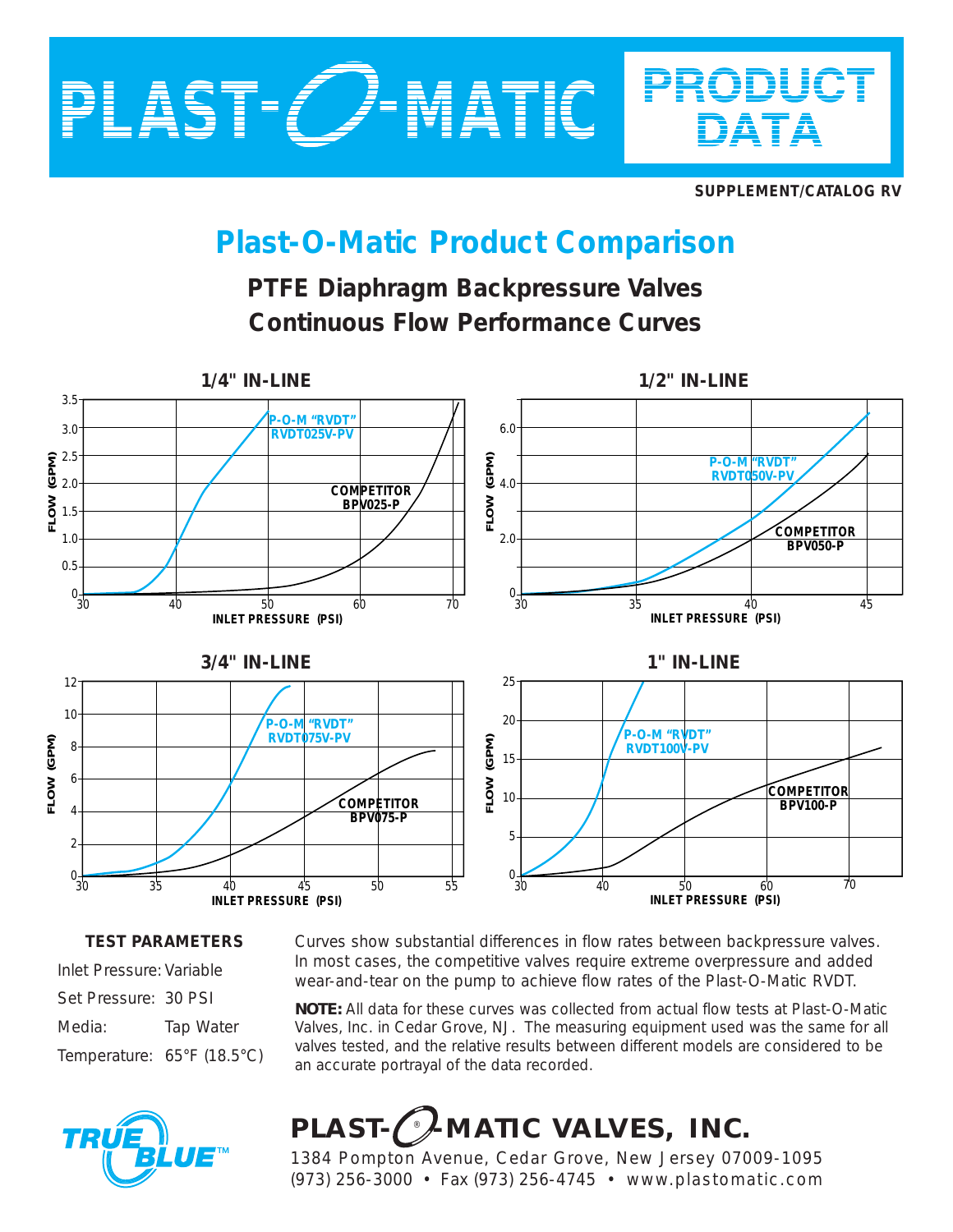# PLAST-O-MATIC PRODUCT DATA

SUPPLEMENT/CATALOG RV

## Plast-O-Matic Product Comparison

### PTFE Diaphragm Backpressure Valves
### Continuous Flow Performance Curves

**1/4" IN-LINE**

P-O-M "RVDT" RVDT025V-PV

COMPETITOR BPV025-P

FLOW (GPM) — INLET PRESSURE (PSI)

**1/2" IN-LINE**

P-O-M "RVDT" RVDT050V-PV

COMPETITOR BPV050-P

FLOW (GPM) — INLET PRESSURE (PSI)

**3/4" IN-LINE**

P-O-M "RVDT" RVDT075V-PV

COMPETITOR BPV075-P

FLOW (GPM) — INLET PRESSURE (PSI)

**1" IN-LINE**

P-O-M "RVDT" RVDT100V-PV

COMPETITOR BPV100-P

FLOW (GPM) — INLET PRESSURE (PSI)

**TEST PARAMETERS**

| | |
|---|---|
| Inlet Pressure: | Variable |
| Set Pressure: | 30 PSI |
| Media: | Tap Water |
| Temperature: | 65°F (18.5°C) |

Curves show substantial differences in flow rates between backpressure valves. In most cases, the competitive valves require extreme overpressure and added wear-and-tear on the pump to achieve flow rates of the Plast-O-Matic RVDT.

**NOTE:** All data for these curves was collected from actual flow tests at Plast-O-Matic Valves, Inc. in Cedar Grove, NJ. The measuring equipment used was the same for all valves tested, and the relative results between different models are considered to be an accurate portrayal of the data recorded.

TRUE BLUE™

**PLAST-O-MATIC VALVES, INC.**

1384 Pompton Avenue, Cedar Grove, New Jersey 07009-1095

(973) 256-3000 • Fax (973) 256-4745 • www.plastomatic.com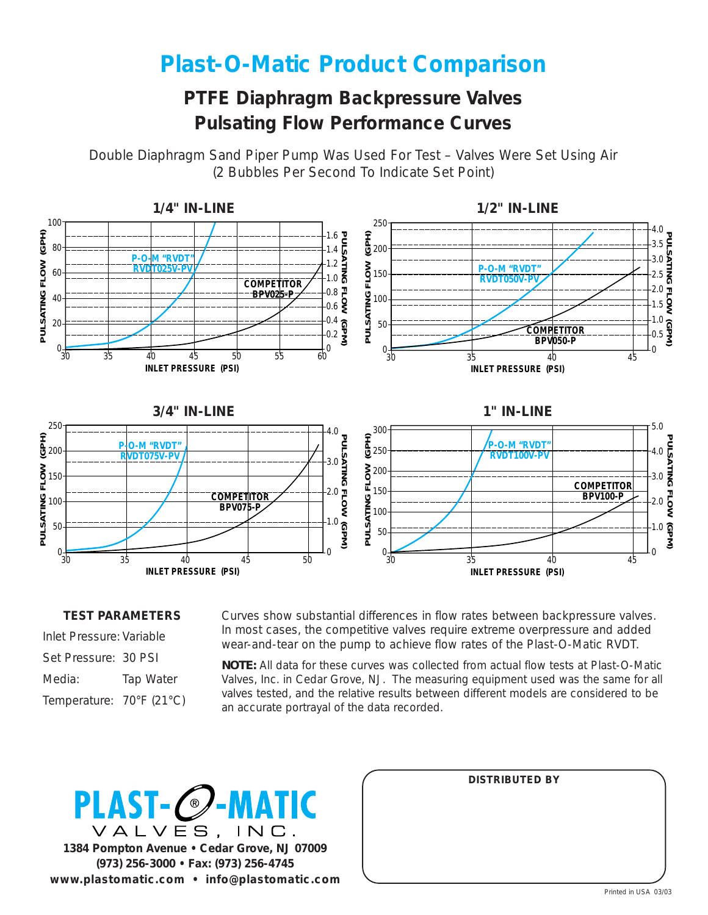# Plast-O-Matic Product Comparison

## PTFE Diaphragm Backpressure Valves
## Pulsating Flow Performance Curves

Double Diaphragm Sand Piper Pump Was Used For Test – Valves Were Set Using Air
(2 Bubbles Per Second To Indicate Set Point)

### 1/4" IN-LINE

PULSATING FLOW (GPH)
0
20
40
60
80
100

PULSATING FLOW (GPM)
0
0.2
0.4
0.6
0.8
1.0
1.2
1.4
1.6

INLET PRESSURE (PSI)
30
35
40
45
50
55
60

P-O-M "RVDT"
RVDT025V-PV

COMPETITOR
BPV025-P

### 1/2" IN-LINE

PULSATING FLOW (GPH)
0
50
100
150
200
250

PULSATING FLOW (GPM)
0
0.5
1.0
1.5
2.0
2.5
3.0
3.5
4.0

INLET PRESSURE (PSI)
30
35
40
45

P-O-M "RVDT"
RVDT050V-PV

COMPETITOR
BPV050-P

### 3/4" IN-LINE

PULSATING FLOW (GPH)
0
50
100
150
200
250

PULSATING FLOW (GPM)
0
1.0
2.0
3.0
4.0

INLET PRESSURE (PSI)
30
35
40
45
50

P-O-M "RVDT"
RVDT075V-PV

COMPETITOR
BPV075-P

### 1" IN-LINE

PULSATING FLOW (GPH)
0
50
100
150
200
250
300

PULSATING FLOW (GPM)
0
1.0
2.0
3.0
4.0
5.0

INLET PRESSURE (PSI)
30
35
40
45

P-O-M "RVDT"
RVDT100V-PV

COMPETITOR
BPV100-P

### TEST PARAMETERS

| | |
|---|---|
| Inlet Pressure: | Variable |
| Set Pressure: | 30 PSI |
| Media: | Tap Water |
| Temperature: | 70°F (21°C) |

Curves show substantial differences in flow rates between backpressure valves. In most cases, the competitive valves require extreme overpressure and added wear-and-tear on the pump to achieve flow rates of the Plast-O-Matic RVDT.

**NOTE:** All data for these curves was collected from actual flow tests at Plast-O-Matic Valves, Inc. in Cedar Grove, NJ. The measuring equipment used was the same for all valves tested, and the relative results between different models are considered to be an accurate portrayal of the data recorded.

**PLAST-O-MATIC VALVES, INC.**

**1384 Pompton Avenue • Cedar Grove, NJ 07009**
**(973) 256-3000 • Fax: (973) 256-4745**
**www.plastomatic.com • info@plastomatic.com**

**DISTRIBUTED BY**

Printed in USA 03/03